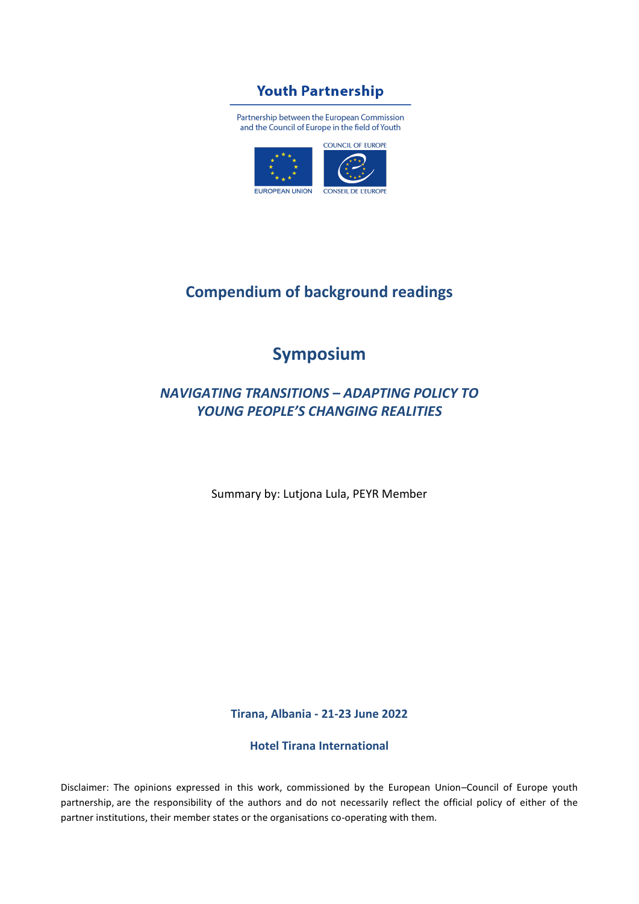**Youth Partnership**

Partnership between the European Commission and the Council of Europe in the field of Youth

EUROPEAN UNION

COUNCIL OF EUROPE

CONSEIL DE L'EUROPE

# Compendium of background readings

# Symposium

## *NAVIGATING TRANSITIONS – ADAPTING POLICY TO YOUNG PEOPLE'S CHANGING REALITIES*

Summary by: Lutjona Lula, PEYR Member

**Tirana, Albania - 21-23 June 2022**

**Hotel Tirana International**

Disclaimer: The opinions expressed in this work, commissioned by the European Union–Council of Europe youth partnership, are the responsibility of the authors and do not necessarily reflect the official policy of either of the partner institutions, their member states or the organisations co-operating with them.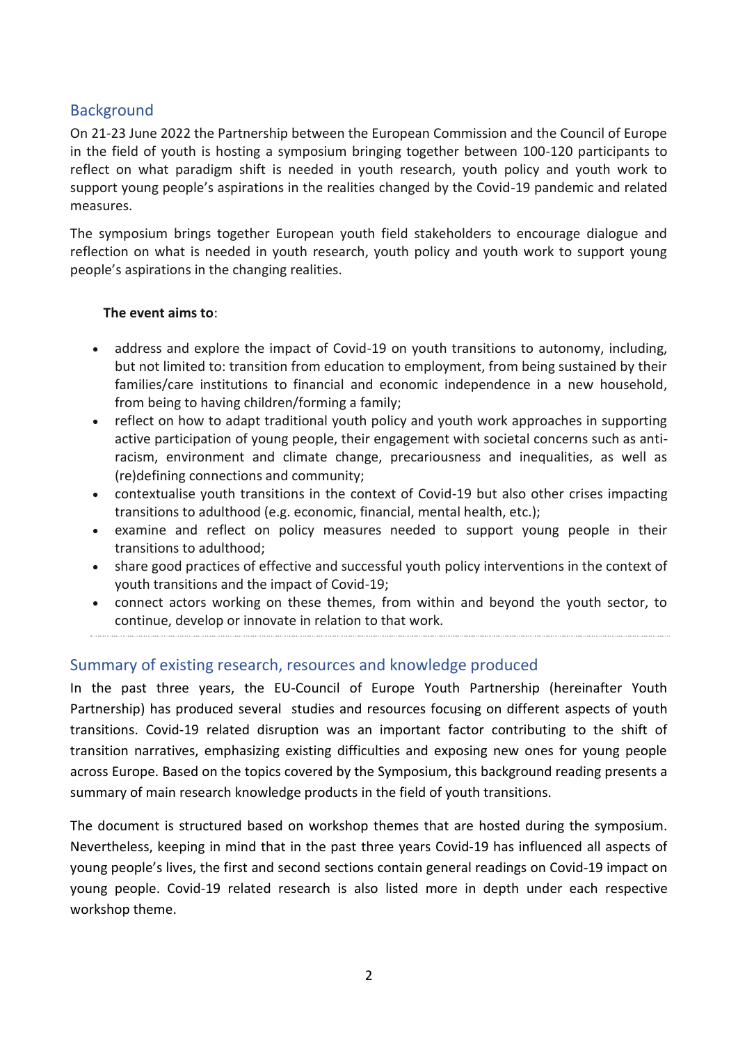## Background

On 21-23 June 2022 the Partnership between the European Commission and the Council of Europe in the field of youth is hosting a symposium bringing together between 100-120 participants to reflect on what paradigm shift is needed in youth research, youth policy and youth work to support young people's aspirations in the realities changed by the Covid-19 pandemic and related measures.

The symposium brings together European youth field stakeholders to encourage dialogue and reflection on what is needed in youth research, youth policy and youth work to support young people's aspirations in the changing realities.

**The event aims to**:

- address and explore the impact of Covid-19 on youth transitions to autonomy, including, but not limited to: transition from education to employment, from being sustained by their families/care institutions to financial and economic independence in a new household, from being to having children/forming a family;
- reflect on how to adapt traditional youth policy and youth work approaches in supporting active participation of young people, their engagement with societal concerns such as anti-racism, environment and climate change, precariousness and inequalities, as well as (re)defining connections and community;
- contextualise youth transitions in the context of Covid-19 but also other crises impacting transitions to adulthood (e.g. economic, financial, mental health, etc.);
- examine and reflect on policy measures needed to support young people in their transitions to adulthood;
- share good practices of effective and successful youth policy interventions in the context of youth transitions and the impact of Covid-19;
- connect actors working on these themes, from within and beyond the youth sector, to continue, develop or innovate in relation to that work.

## Summary of existing research, resources and knowledge produced

In the past three years, the EU-Council of Europe Youth Partnership (hereinafter Youth Partnership) has produced several studies and resources focusing on different aspects of youth transitions. Covid-19 related disruption was an important factor contributing to the shift of transition narratives, emphasizing existing difficulties and exposing new ones for young people across Europe. Based on the topics covered by the Symposium, this background reading presents a summary of main research knowledge products in the field of youth transitions.

The document is structured based on workshop themes that are hosted during the symposium. Nevertheless, keeping in mind that in the past three years Covid-19 has influenced all aspects of young people's lives, the first and second sections contain general readings on Covid-19 impact on young people. Covid-19 related research is also listed more in depth under each respective workshop theme.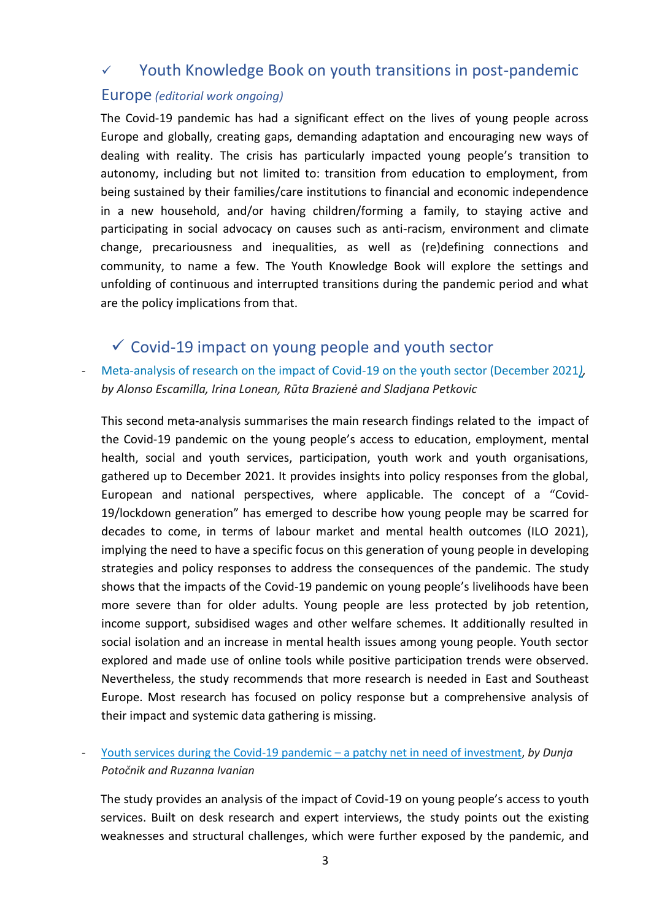## ✓ Youth Knowledge Book on youth transitions in post-pandemic Europe *(editorial work ongoing)*

The Covid-19 pandemic has had a significant effect on the lives of young people across Europe and globally, creating gaps, demanding adaptation and encouraging new ways of dealing with reality. The crisis has particularly impacted young people's transition to autonomy, including but not limited to: transition from education to employment, from being sustained by their families/care institutions to financial and economic independence in a new household, and/or having children/forming a family, to staying active and participating in social advocacy on causes such as anti-racism, environment and climate change, precariousness and inequalities, as well as (re)defining connections and community, to name a few. The Youth Knowledge Book will explore the settings and unfolding of continuous and interrupted transitions during the pandemic period and what are the policy implications from that.

## ✓ Covid-19 impact on young people and youth sector

- Meta-analysis of research on the impact of Covid-19 on the youth sector (December 2021), *by Alonso Escamilla, Irina Lonean, Rūta Brazienė and Sladjana Petkovic*

  This second meta-analysis summarises the main research findings related to the impact of the Covid-19 pandemic on the young people's access to education, employment, mental health, social and youth services, participation, youth work and youth organisations, gathered up to December 2021. It provides insights into policy responses from the global, European and national perspectives, where applicable. The concept of a "Covid-19/lockdown generation" has emerged to describe how young people may be scarred for decades to come, in terms of labour market and mental health outcomes (ILO 2021), implying the need to have a specific focus on this generation of young people in developing strategies and policy responses to address the consequences of the pandemic. The study shows that the impacts of the Covid-19 pandemic on young people's livelihoods have been more severe than for older adults. Young people are less protected by job retention, income support, subsidised wages and other welfare schemes. It additionally resulted in social isolation and an increase in mental health issues among young people. Youth sector explored and made use of online tools while positive participation trends were observed. Nevertheless, the study recommends that more research is needed in East and Southeast Europe. Most research has focused on policy response but a comprehensive analysis of their impact and systemic data gathering is missing.

- Youth services during the Covid-19 pandemic – a patchy net in need of investment, *by Dunja Potočnik and Ruzanna Ivanian*

  The study provides an analysis of the impact of Covid-19 on young people's access to youth services. Built on desk research and expert interviews, the study points out the existing weaknesses and structural challenges, which were further exposed by the pandemic, and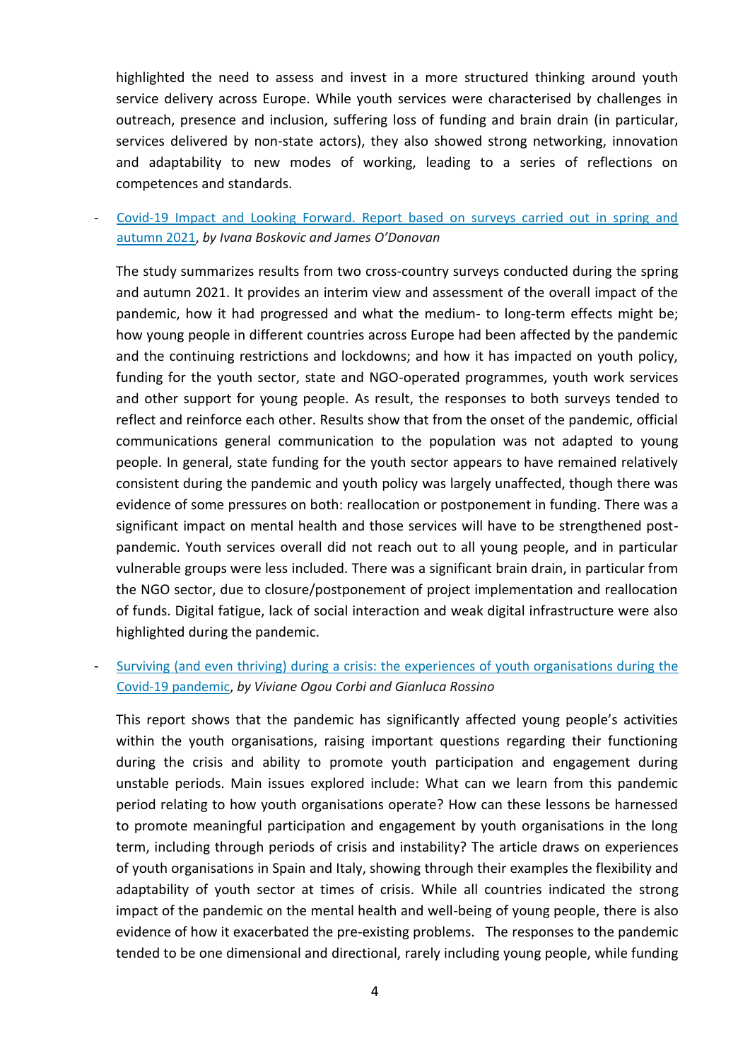highlighted the need to assess and invest in a more structured thinking around youth service delivery across Europe. While youth services were characterised by challenges in outreach, presence and inclusion, suffering loss of funding and brain drain (in particular, services delivered by non-state actors), they also showed strong networking, innovation and adaptability to new modes of working, leading to a series of reflections on competences and standards.

- Covid-19 Impact and Looking Forward. Report based on surveys carried out in spring and autumn 2021, *by Ivana Boskovic and James O'Donovan*

  The study summarizes results from two cross-country surveys conducted during the spring and autumn 2021. It provides an interim view and assessment of the overall impact of the pandemic, how it had progressed and what the medium- to long-term effects might be; how young people in different countries across Europe had been affected by the pandemic and the continuing restrictions and lockdowns; and how it has impacted on youth policy, funding for the youth sector, state and NGO-operated programmes, youth work services and other support for young people. As result, the responses to both surveys tended to reflect and reinforce each other. Results show that from the onset of the pandemic, official communications general communication to the population was not adapted to young people. In general, state funding for the youth sector appears to have remained relatively consistent during the pandemic and youth policy was largely unaffected, though there was evidence of some pressures on both: reallocation or postponement in funding. There was a significant impact on mental health and those services will have to be strengthened post-pandemic. Youth services overall did not reach out to all young people, and in particular vulnerable groups were less included. There was a significant brain drain, in particular from the NGO sector, due to closure/postponement of project implementation and reallocation of funds. Digital fatigue, lack of social interaction and weak digital infrastructure were also highlighted during the pandemic.

- Surviving (and even thriving) during a crisis: the experiences of youth organisations during the Covid-19 pandemic, *by Viviane Ogou Corbi and Gianluca Rossino*

  This report shows that the pandemic has significantly affected young people's activities within the youth organisations, raising important questions regarding their functioning during the crisis and ability to promote youth participation and engagement during unstable periods. Main issues explored include: What can we learn from this pandemic period relating to how youth organisations operate? How can these lessons be harnessed to promote meaningful participation and engagement by youth organisations in the long term, including through periods of crisis and instability? The article draws on experiences of youth organisations in Spain and Italy, showing through their examples the flexibility and adaptability of youth sector at times of crisis. While all countries indicated the strong impact of the pandemic on the mental health and well-being of young people, there is also evidence of how it exacerbated the pre-existing problems. The responses to the pandemic tended to be one dimensional and directional, rarely including young people, while funding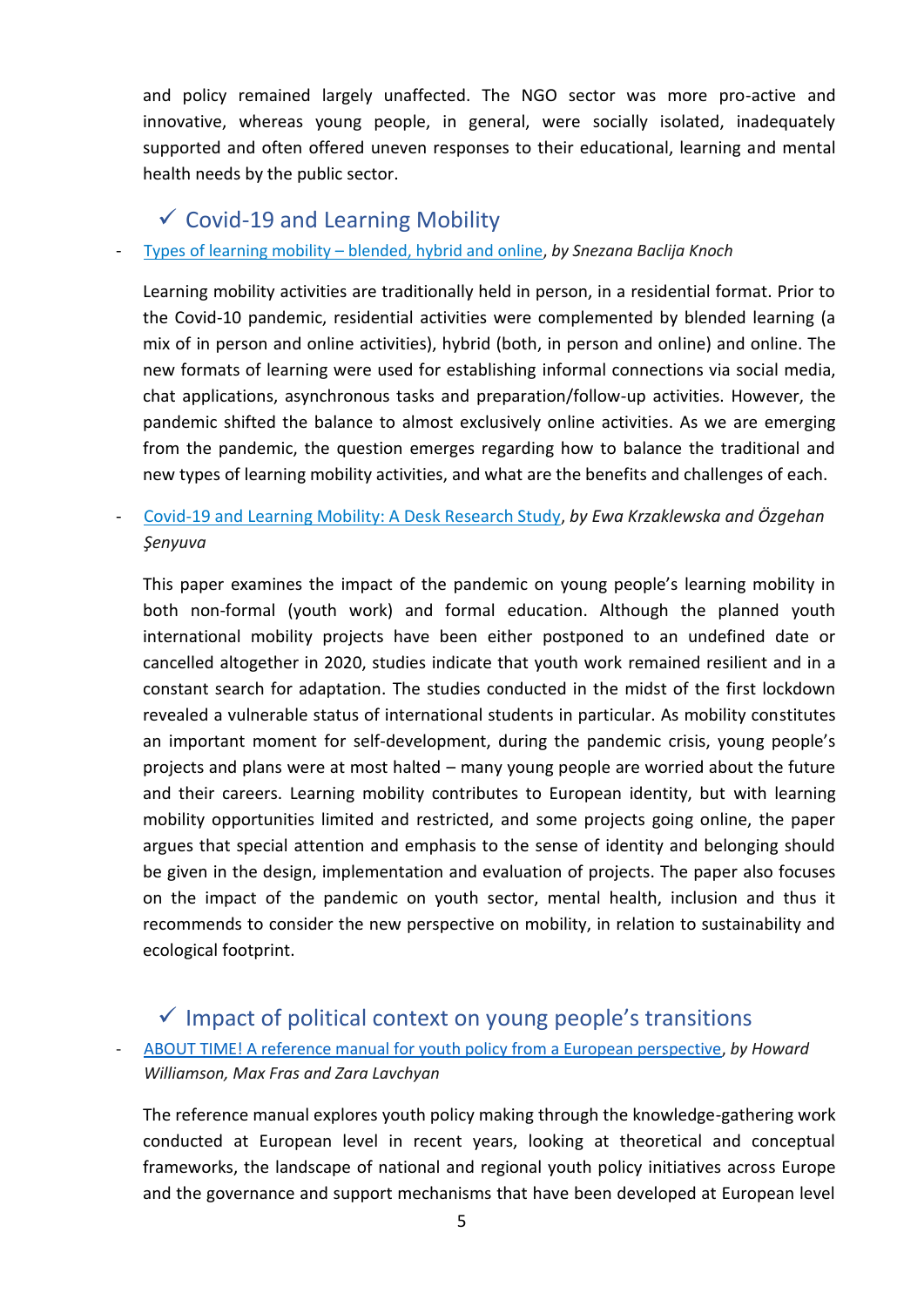and policy remained largely unaffected. The NGO sector was more pro-active and innovative, whereas young people, in general, were socially isolated, inadequately supported and often offered uneven responses to their educational, learning and mental health needs by the public sector.

## ✓ Covid-19 and Learning Mobility

- Types of learning mobility – blended, hybrid and online, *by Snezana Baclija Knoch*

  Learning mobility activities are traditionally held in person, in a residential format. Prior to the Covid-10 pandemic, residential activities were complemented by blended learning (a mix of in person and online activities), hybrid (both, in person and online) and online. The new formats of learning were used for establishing informal connections via social media, chat applications, asynchronous tasks and preparation/follow-up activities. However, the pandemic shifted the balance to almost exclusively online activities. As we are emerging from the pandemic, the question emerges regarding how to balance the traditional and new types of learning mobility activities, and what are the benefits and challenges of each.

- Covid-19 and Learning Mobility: A Desk Research Study, *by Ewa Krzaklewska and Özgehan Şenyuva*

  This paper examines the impact of the pandemic on young people's learning mobility in both non-formal (youth work) and formal education. Although the planned youth international mobility projects have been either postponed to an undefined date or cancelled altogether in 2020, studies indicate that youth work remained resilient and in a constant search for adaptation. The studies conducted in the midst of the first lockdown revealed a vulnerable status of international students in particular. As mobility constitutes an important moment for self-development, during the pandemic crisis, young people's projects and plans were at most halted – many young people are worried about the future and their careers. Learning mobility contributes to European identity, but with learning mobility opportunities limited and restricted, and some projects going online, the paper argues that special attention and emphasis to the sense of identity and belonging should be given in the design, implementation and evaluation of projects. The paper also focuses on the impact of the pandemic on youth sector, mental health, inclusion and thus it recommends to consider the new perspective on mobility, in relation to sustainability and ecological footprint.

## ✓ Impact of political context on young people's transitions

- ABOUT TIME! A reference manual for youth policy from a European perspective, *by Howard Williamson, Max Fras and Zara Lavchyan*

  The reference manual explores youth policy making through the knowledge-gathering work conducted at European level in recent years, looking at theoretical and conceptual frameworks, the landscape of national and regional youth policy initiatives across Europe and the governance and support mechanisms that have been developed at European level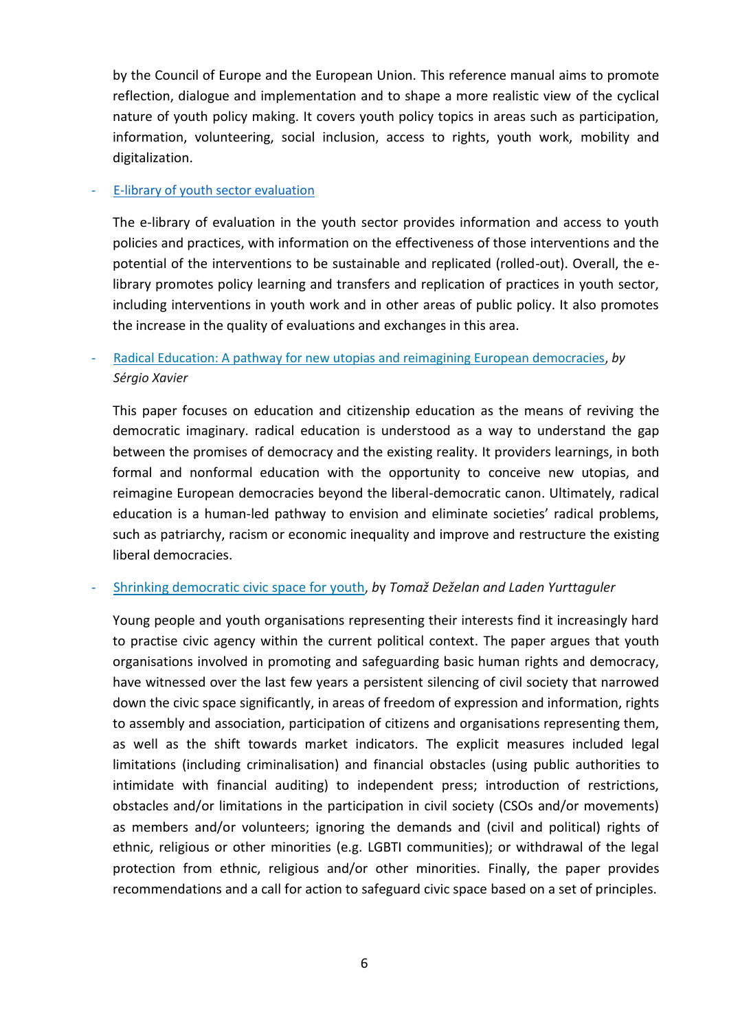by the Council of Europe and the European Union. This reference manual aims to promote reflection, dialogue and implementation and to shape a more realistic view of the cyclical nature of youth policy making. It covers youth policy topics in areas such as participation, information, volunteering, social inclusion, access to rights, youth work, mobility and digitalization.

- E-library of youth sector evaluation

  The e-library of evaluation in the youth sector provides information and access to youth policies and practices, with information on the effectiveness of those interventions and the potential of the interventions to be sustainable and replicated (rolled-out). Overall, the e-library promotes policy learning and transfers and replication of practices in youth sector, including interventions in youth work and in other areas of public policy. It also promotes the increase in the quality of evaluations and exchanges in this area.

- Radical Education: A pathway for new utopias and reimagining European democracies, *by Sérgio Xavier*

  This paper focuses on education and citizenship education as the means of reviving the democratic imaginary. radical education is understood as a way to understand the gap between the promises of democracy and the existing reality. It providers learnings, in both formal and nonformal education with the opportunity to conceive new utopias, and reimagine European democracies beyond the liberal-democratic canon. Ultimately, radical education is a human-led pathway to envision and eliminate societies' radical problems, such as patriarchy, racism or economic inequality and improve and restructure the existing liberal democracies.

- Shrinking democratic civic space for youth, *by Tomaž Deželan and Laden Yurttaguler*

  Young people and youth organisations representing their interests find it increasingly hard to practise civic agency within the current political context. The paper argues that youth organisations involved in promoting and safeguarding basic human rights and democracy, have witnessed over the last few years a persistent silencing of civil society that narrowed down the civic space significantly, in areas of freedom of expression and information, rights to assembly and association, participation of citizens and organisations representing them, as well as the shift towards market indicators. The explicit measures included legal limitations (including criminalisation) and financial obstacles (using public authorities to intimidate with financial auditing) to independent press; introduction of restrictions, obstacles and/or limitations in the participation in civil society (CSOs and/or movements) as members and/or volunteers; ignoring the demands and (civil and political) rights of ethnic, religious or other minorities (e.g. LGBTI communities); or withdrawal of the legal protection from ethnic, religious and/or other minorities. Finally, the paper provides recommendations and a call for action to safeguard civic space based on a set of principles.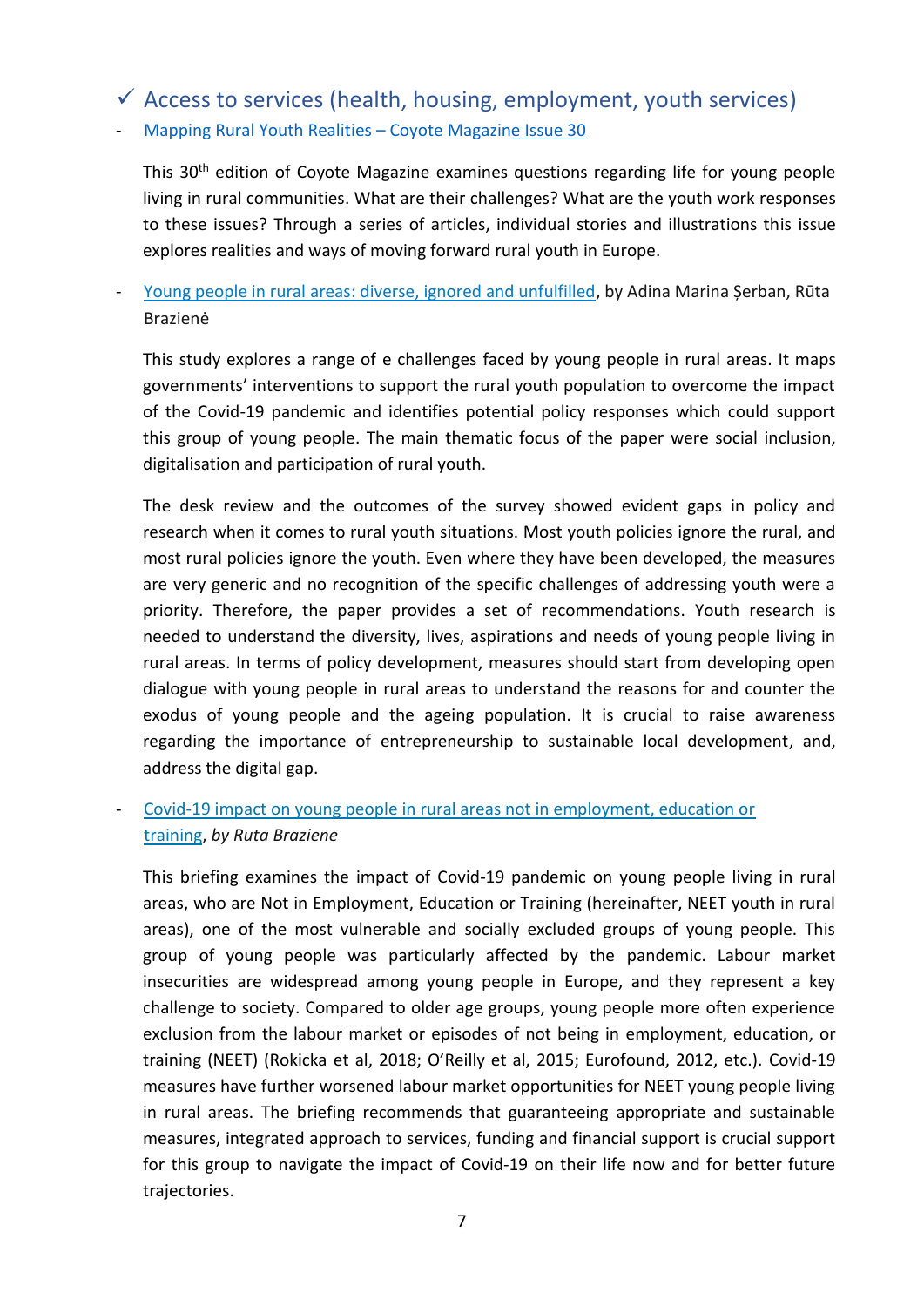## ✓ Access to services (health, housing, employment, youth services)

- Mapping Rural Youth Realities – Coyote Magazine Issue 30

  This 30th edition of Coyote Magazine examines questions regarding life for young people living in rural communities. What are their challenges? What are the youth work responses to these issues? Through a series of articles, individual stories and illustrations this issue explores realities and ways of moving forward rural youth in Europe.

- Young people in rural areas: diverse, ignored and unfulfilled, by Adina Marina Șerban, Rūta Brazienė

  This study explores a range of e challenges faced by young people in rural areas. It maps governments' interventions to support the rural youth population to overcome the impact of the Covid-19 pandemic and identifies potential policy responses which could support this group of young people. The main thematic focus of the paper were social inclusion, digitalisation and participation of rural youth.

  The desk review and the outcomes of the survey showed evident gaps in policy and research when it comes to rural youth situations. Most youth policies ignore the rural, and most rural policies ignore the youth. Even where they have been developed, the measures are very generic and no recognition of the specific challenges of addressing youth were a priority. Therefore, the paper provides a set of recommendations. Youth research is needed to understand the diversity, lives, aspirations and needs of young people living in rural areas. In terms of policy development, measures should start from developing open dialogue with young people in rural areas to understand the reasons for and counter the exodus of young people and the ageing population. It is crucial to raise awareness regarding the importance of entrepreneurship to sustainable local development, and, address the digital gap.

- Covid-19 impact on young people in rural areas not in employment, education or training, *by Ruta Braziene*

  This briefing examines the impact of Covid-19 pandemic on young people living in rural areas, who are Not in Employment, Education or Training (hereinafter, NEET youth in rural areas), one of the most vulnerable and socially excluded groups of young people. This group of young people was particularly affected by the pandemic. Labour market insecurities are widespread among young people in Europe, and they represent a key challenge to society. Compared to older age groups, young people more often experience exclusion from the labour market or episodes of not being in employment, education, or training (NEET) (Rokicka et al, 2018; O'Reilly et al, 2015; Eurofound, 2012, etc.). Covid-19 measures have further worsened labour market opportunities for NEET young people living in rural areas. The briefing recommends that guaranteeing appropriate and sustainable measures, integrated approach to services, funding and financial support is crucial support for this group to navigate the impact of Covid-19 on their life now and for better future trajectories.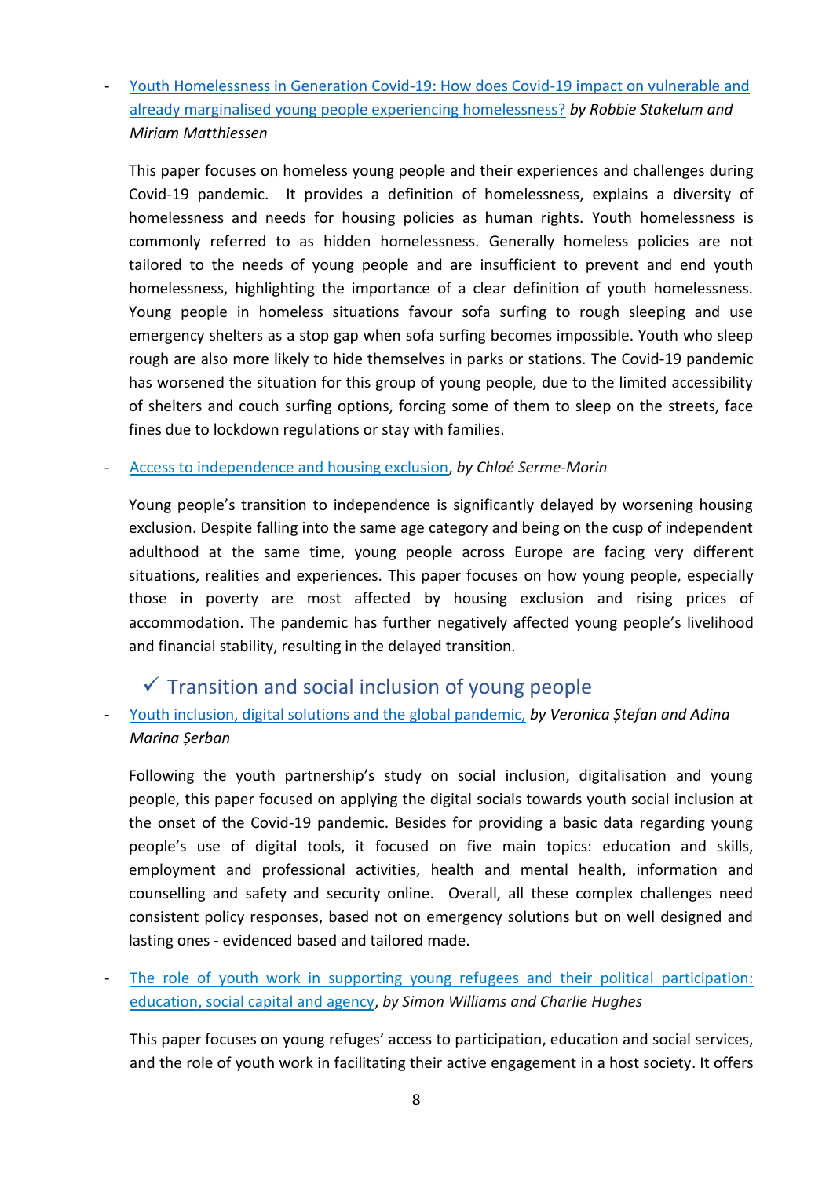- Youth Homelessness in Generation Covid-19: How does Covid-19 impact on vulnerable and already marginalised young people experiencing homelessness? *by Robbie Stakelum and Miriam Matthiessen*

  This paper focuses on homeless young people and their experiences and challenges during Covid-19 pandemic. It provides a definition of homelessness, explains a diversity of homelessness and needs for housing policies as human rights. Youth homelessness is commonly referred to as hidden homelessness. Generally homeless policies are not tailored to the needs of young people and are insufficient to prevent and end youth homelessness, highlighting the importance of a clear definition of youth homelessness. Young people in homeless situations favour sofa surfing to rough sleeping and use emergency shelters as a stop gap when sofa surfing becomes impossible. Youth who sleep rough are also more likely to hide themselves in parks or stations. The Covid-19 pandemic has worsened the situation for this group of young people, due to the limited accessibility of shelters and couch surfing options, forcing some of them to sleep on the streets, face fines due to lockdown regulations or stay with families.

- Access to independence and housing exclusion, *by Chloé Serme-Morin*

  Young people's transition to independence is significantly delayed by worsening housing exclusion. Despite falling into the same age category and being on the cusp of independent adulthood at the same time, young people across Europe are facing very different situations, realities and experiences. This paper focuses on how young people, especially those in poverty are most affected by housing exclusion and rising prices of accommodation. The pandemic has further negatively affected young people's livelihood and financial stability, resulting in the delayed transition.

### ✓ Transition and social inclusion of young people

- Youth inclusion, digital solutions and the global pandemic, *by Veronica Ștefan and Adina Marina Șerban*

  Following the youth partnership's study on social inclusion, digitalisation and young people, this paper focused on applying the digital socials towards youth social inclusion at the onset of the Covid-19 pandemic. Besides for providing a basic data regarding young people's use of digital tools, it focused on five main topics: education and skills, employment and professional activities, health and mental health, information and counselling and safety and security online. Overall, all these complex challenges need consistent policy responses, based not on emergency solutions but on well designed and lasting ones - evidenced based and tailored made.

- The role of youth work in supporting young refugees and their political participation: education, social capital and agency, *by Simon Williams and Charlie Hughes*

  This paper focuses on young refuges' access to participation, education and social services, and the role of youth work in facilitating their active engagement in a host society. It offers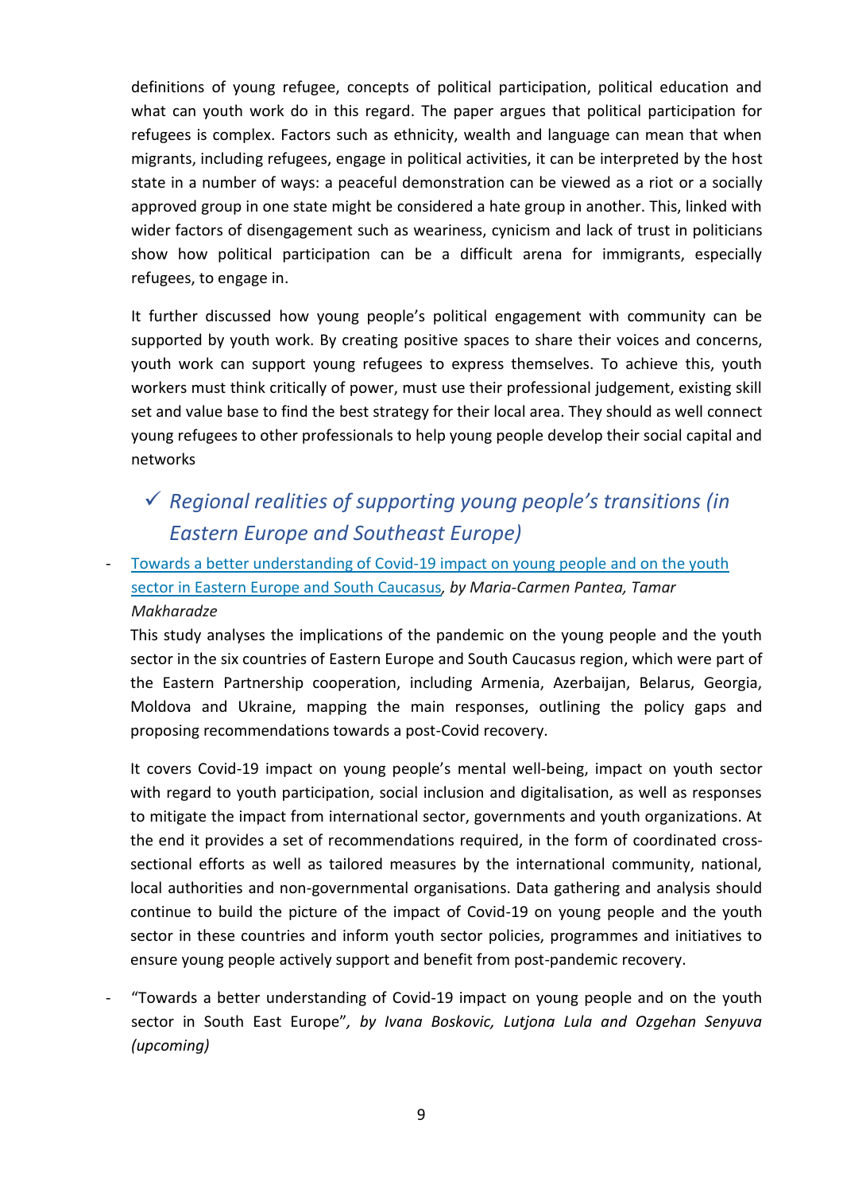definitions of young refugee, concepts of political participation, political education and what can youth work do in this regard. The paper argues that political participation for refugees is complex. Factors such as ethnicity, wealth and language can mean that when migrants, including refugees, engage in political activities, it can be interpreted by the host state in a number of ways: a peaceful demonstration can be viewed as a riot or a socially approved group in one state might be considered a hate group in another. This, linked with wider factors of disengagement such as weariness, cynicism and lack of trust in politicians show how political participation can be a difficult arena for immigrants, especially refugees, to engage in.

It further discussed how young people's political engagement with community can be supported by youth work. By creating positive spaces to share their voices and concerns, youth work can support young refugees to express themselves. To achieve this, youth workers must think critically of power, must use their professional judgement, existing skill set and value base to find the best strategy for their local area. They should as well connect young refugees to other professionals to help young people develop their social capital and networks

## ✓ *Regional realities of supporting young people's transitions (in Eastern Europe and Southeast Europe)*

- Towards a better understanding of Covid-19 impact on young people and on the youth sector in Eastern Europe and South Caucasus, *by Maria-Carmen Pantea, Tamar Makharadze*

  This study analyses the implications of the pandemic on the young people and the youth sector in the six countries of Eastern Europe and South Caucasus region, which were part of the Eastern Partnership cooperation, including Armenia, Azerbaijan, Belarus, Georgia, Moldova and Ukraine, mapping the main responses, outlining the policy gaps and proposing recommendations towards a post-Covid recovery.

  It covers Covid-19 impact on young people's mental well-being, impact on youth sector with regard to youth participation, social inclusion and digitalisation, as well as responses to mitigate the impact from international sector, governments and youth organizations. At the end it provides a set of recommendations required, in the form of coordinated cross-sectional efforts as well as tailored measures by the international community, national, local authorities and non-governmental organisations. Data gathering and analysis should continue to build the picture of the impact of Covid-19 on young people and the youth sector in these countries and inform youth sector policies, programmes and initiatives to ensure young people actively support and benefit from post-pandemic recovery.

- "Towards a better understanding of Covid-19 impact on young people and on the youth sector in South East Europe"*, by Ivana Boskovic, Lutjona Lula and Ozgehan Senyuva (upcoming)*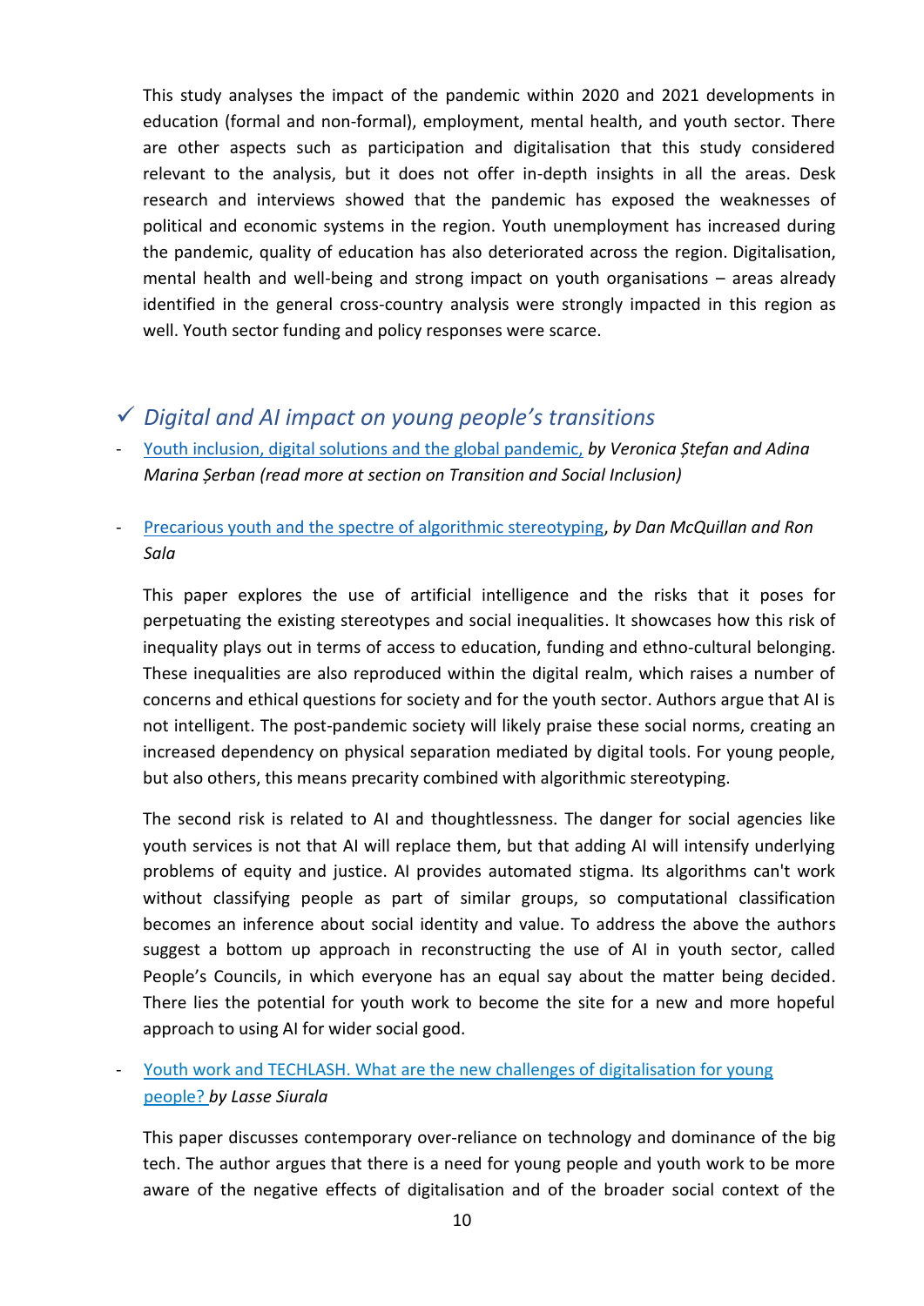This study analyses the impact of the pandemic within 2020 and 2021 developments in education (formal and non-formal), employment, mental health, and youth sector. There are other aspects such as participation and digitalisation that this study considered relevant to the analysis, but it does not offer in-depth insights in all the areas. Desk research and interviews showed that the pandemic has exposed the weaknesses of political and economic systems in the region. Youth unemployment has increased during the pandemic, quality of education has also deteriorated across the region. Digitalisation, mental health and well-being and strong impact on youth organisations – areas already identified in the general cross-country analysis were strongly impacted in this region as well. Youth sector funding and policy responses were scarce.

## ✓ *Digital and AI impact on young people's transitions*

- Youth inclusion, digital solutions and the global pandemic, *by Veronica Ștefan and Adina Marina Șerban (read more at section on Transition and Social Inclusion)*

- Precarious youth and the spectre of algorithmic stereotyping, *by Dan McQuillan and Ron Sala*

  This paper explores the use of artificial intelligence and the risks that it poses for perpetuating the existing stereotypes and social inequalities. It showcases how this risk of inequality plays out in terms of access to education, funding and ethno-cultural belonging. These inequalities are also reproduced within the digital realm, which raises a number of concerns and ethical questions for society and for the youth sector. Authors argue that AI is not intelligent. The post-pandemic society will likely praise these social norms, creating an increased dependency on physical separation mediated by digital tools. For young people, but also others, this means precarity combined with algorithmic stereotyping.

  The second risk is related to AI and thoughtlessness. The danger for social agencies like youth services is not that AI will replace them, but that adding AI will intensify underlying problems of equity and justice. AI provides automated stigma. Its algorithms can't work without classifying people as part of similar groups, so computational classification becomes an inference about social identity and value. To address the above the authors suggest a bottom up approach in reconstructing the use of AI in youth sector, called People's Councils, in which everyone has an equal say about the matter being decided. There lies the potential for youth work to become the site for a new and more hopeful approach to using AI for wider social good.

- Youth work and TECHLASH. What are the new challenges of digitalisation for young people? *by Lasse Siurala*

  This paper discusses contemporary over-reliance on technology and dominance of the big tech. The author argues that there is a need for young people and youth work to be more aware of the negative effects of digitalisation and of the broader social context of the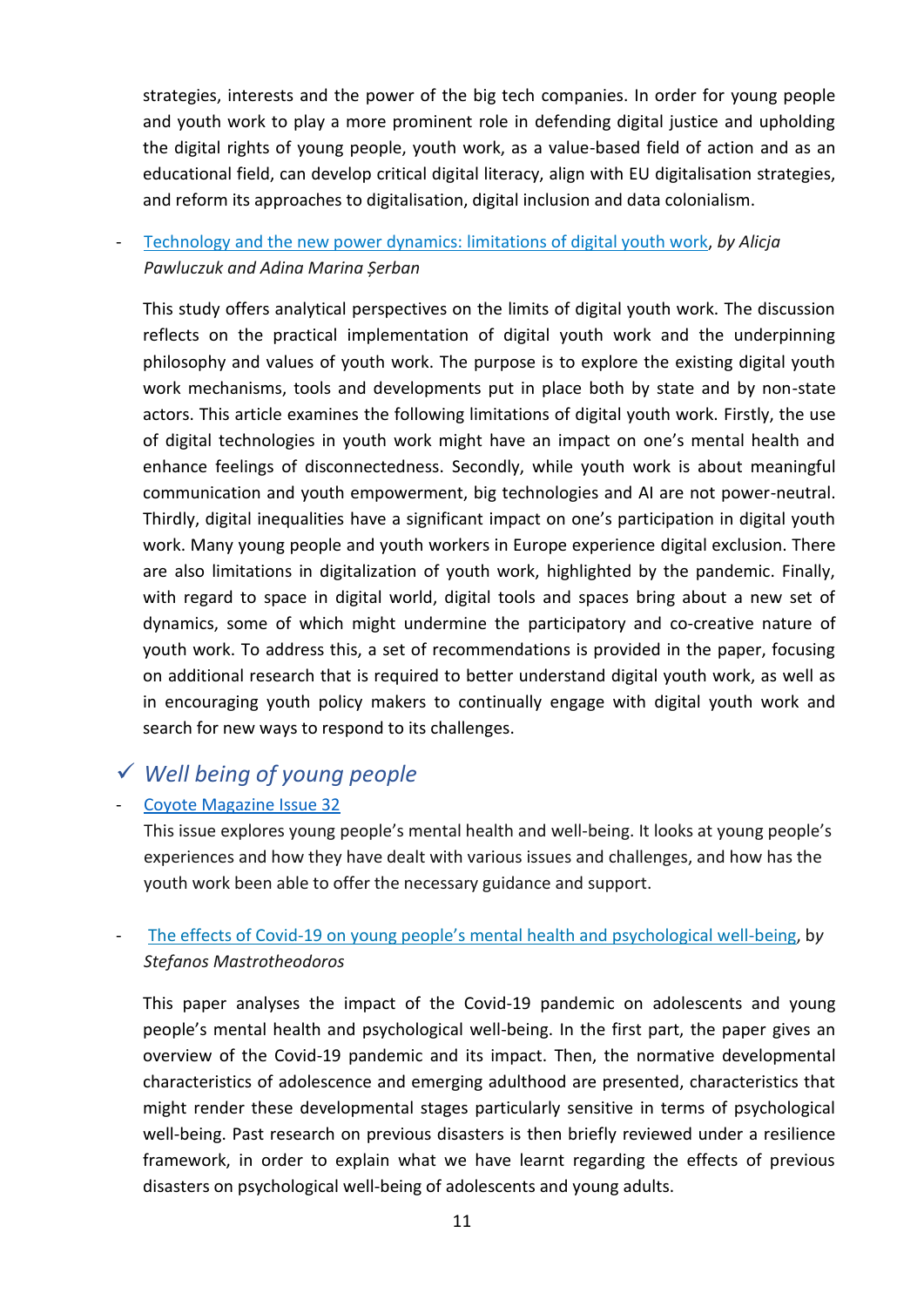strategies, interests and the power of the big tech companies. In order for young people and youth work to play a more prominent role in defending digital justice and upholding the digital rights of young people, youth work, as a value-based field of action and as an educational field, can develop critical digital literacy, align with EU digitalisation strategies, and reform its approaches to digitalisation, digital inclusion and data colonialism.

- Technology and the new power dynamics: limitations of digital youth work, *by Alicja Pawluczuk and Adina Marina Șerban*

  This study offers analytical perspectives on the limits of digital youth work. The discussion reflects on the practical implementation of digital youth work and the underpinning philosophy and values of youth work. The purpose is to explore the existing digital youth work mechanisms, tools and developments put in place both by state and by non-state actors. This article examines the following limitations of digital youth work. Firstly, the use of digital technologies in youth work might have an impact on one's mental health and enhance feelings of disconnectedness. Secondly, while youth work is about meaningful communication and youth empowerment, big technologies and AI are not power-neutral. Thirdly, digital inequalities have a significant impact on one's participation in digital youth work. Many young people and youth workers in Europe experience digital exclusion. There are also limitations in digitalization of youth work, highlighted by the pandemic. Finally, with regard to space in digital world, digital tools and spaces bring about a new set of dynamics, some of which might undermine the participatory and co-creative nature of youth work. To address this, a set of recommendations is provided in the paper, focusing on additional research that is required to better understand digital youth work, as well as in encouraging youth policy makers to continually engage with digital youth work and search for new ways to respond to its challenges.

## ✓ *Well being of young people*

- Coyote Magazine Issue 32

  This issue explores young people's mental health and well-being. It looks at young people's experiences and how they have dealt with various issues and challenges, and how has the youth work been able to offer the necessary guidance and support.

- The effects of Covid-19 on young people's mental health and psychological well-being, b*y Stefanos Mastrotheodoros*

  This paper analyses the impact of the Covid-19 pandemic on adolescents and young people's mental health and psychological well-being. In the first part, the paper gives an overview of the Covid-19 pandemic and its impact. Then, the normative developmental characteristics of adolescence and emerging adulthood are presented, characteristics that might render these developmental stages particularly sensitive in terms of psychological well-being. Past research on previous disasters is then briefly reviewed under a resilience framework, in order to explain what we have learnt regarding the effects of previous disasters on psychological well-being of adolescents and young adults.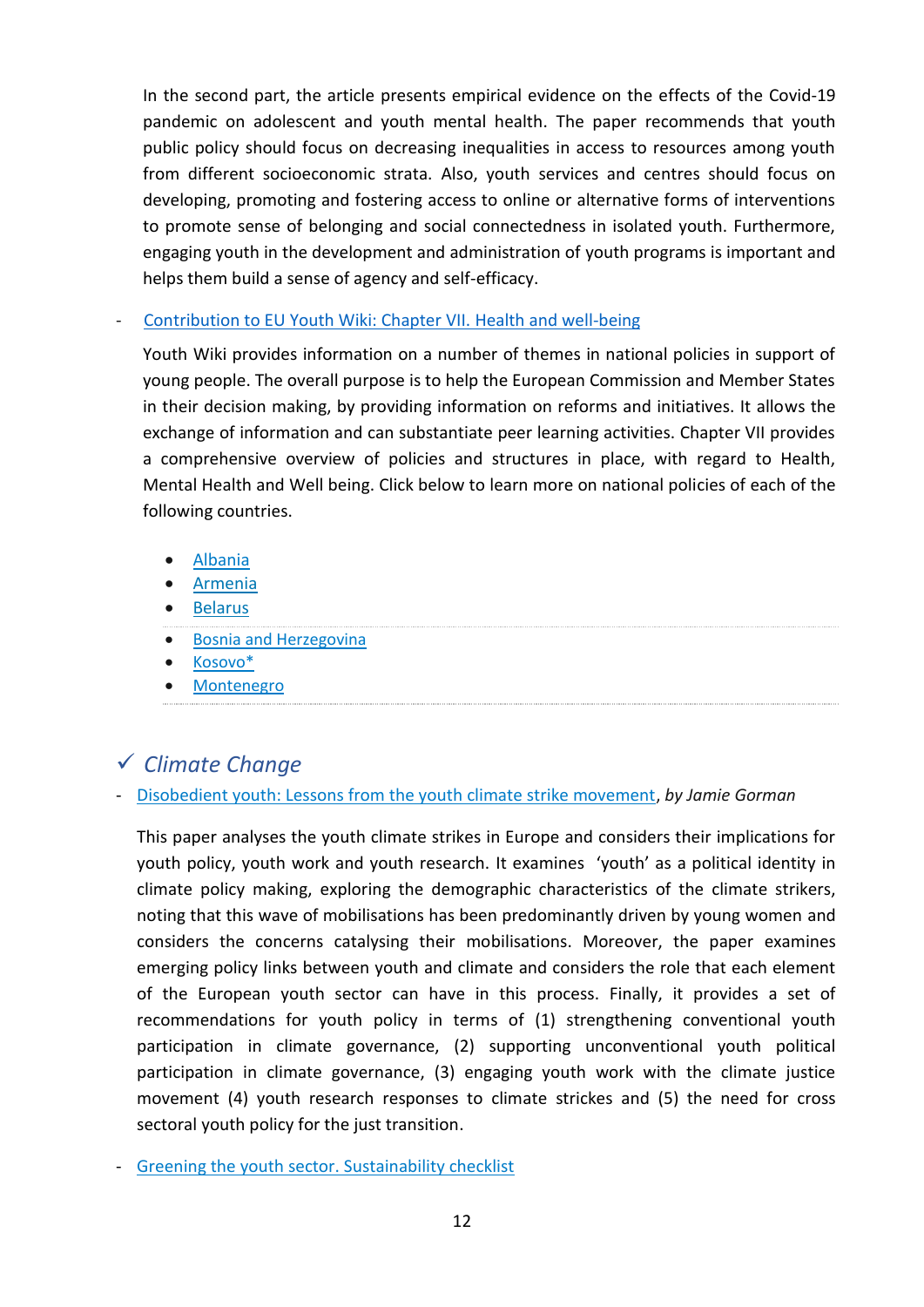In the second part, the article presents empirical evidence on the effects of the Covid-19 pandemic on adolescent and youth mental health. The paper recommends that youth public policy should focus on decreasing inequalities in access to resources among youth from different socioeconomic strata. Also, youth services and centres should focus on developing, promoting and fostering access to online or alternative forms of interventions to promote sense of belonging and social connectedness in isolated youth. Furthermore, engaging youth in the development and administration of youth programs is important and helps them build a sense of agency and self-efficacy.

- Contribution to EU Youth Wiki: Chapter VII. Health and well-being

  Youth Wiki provides information on a number of themes in national policies in support of young people. The overall purpose is to help the European Commission and Member States in their decision making, by providing information on reforms and initiatives. It allows the exchange of information and can substantiate peer learning activities. Chapter VII provides a comprehensive overview of policies and structures in place, with regard to Health, Mental Health and Well being. Click below to learn more on national policies of each of the following countries.

  - Albania
  - Armenia
  - Belarus
  - Bosnia and Herzegovina
  - Kosovo*
  - Montenegro

## ✓ *Climate Change*

- Disobedient youth: Lessons from the youth climate strike movement, *by Jamie Gorman*

  This paper analyses the youth climate strikes in Europe and considers their implications for youth policy, youth work and youth research. It examines 'youth' as a political identity in climate policy making, exploring the demographic characteristics of the climate strikers, noting that this wave of mobilisations has been predominantly driven by young women and considers the concerns catalysing their mobilisations. Moreover, the paper examines emerging policy links between youth and climate and considers the role that each element of the European youth sector can have in this process. Finally, it provides a set of recommendations for youth policy in terms of (1) strengthening conventional youth participation in climate governance, (2) supporting unconventional youth political participation in climate governance, (3) engaging youth work with the climate justice movement (4) youth research responses to climate strickes and (5) the need for cross sectoral youth policy for the just transition.

- Greening the youth sector. Sustainability checklist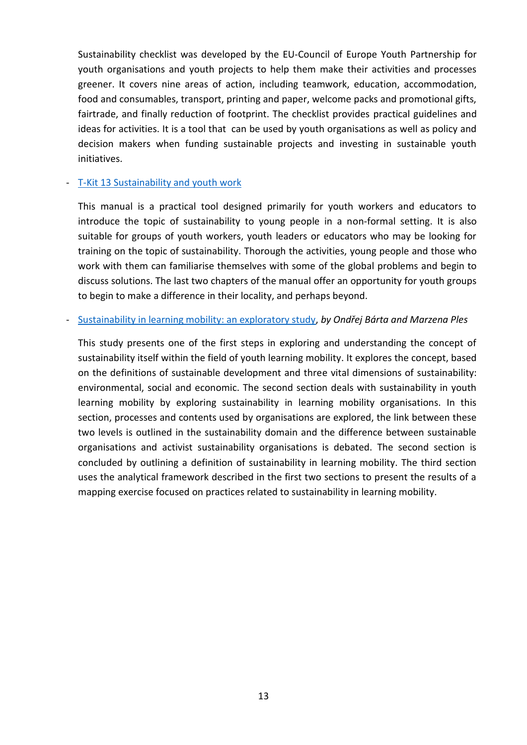Sustainability checklist was developed by the EU-Council of Europe Youth Partnership for youth organisations and youth projects to help them make their activities and processes greener. It covers nine areas of action, including teamwork, education, accommodation, food and consumables, transport, printing and paper, welcome packs and promotional gifts, fairtrade, and finally reduction of footprint. The checklist provides practical guidelines and ideas for activities. It is a tool that can be used by youth organisations as well as policy and decision makers when funding sustainable projects and investing in sustainable youth initiatives.

- T-Kit 13 Sustainability and youth work

  This manual is a practical tool designed primarily for youth workers and educators to introduce the topic of sustainability to young people in a non-formal setting. It is also suitable for groups of youth workers, youth leaders or educators who may be looking for training on the topic of sustainability. Thorough the activities, young people and those who work with them can familiarise themselves with some of the global problems and begin to discuss solutions. The last two chapters of the manual offer an opportunity for youth groups to begin to make a difference in their locality, and perhaps beyond.

- Sustainability in learning mobility: an exploratory study, *by Ondřej Bárta and Marzena Ples*

  This study presents one of the first steps in exploring and understanding the concept of sustainability itself within the field of youth learning mobility. It explores the concept, based on the definitions of sustainable development and three vital dimensions of sustainability: environmental, social and economic. The second section deals with sustainability in youth learning mobility by exploring sustainability in learning mobility organisations. In this section, processes and contents used by organisations are explored, the link between these two levels is outlined in the sustainability domain and the difference between sustainable organisations and activist sustainability organisations is debated. The second section is concluded by outlining a definition of sustainability in learning mobility. The third section uses the analytical framework described in the first two sections to present the results of a mapping exercise focused on practices related to sustainability in learning mobility.